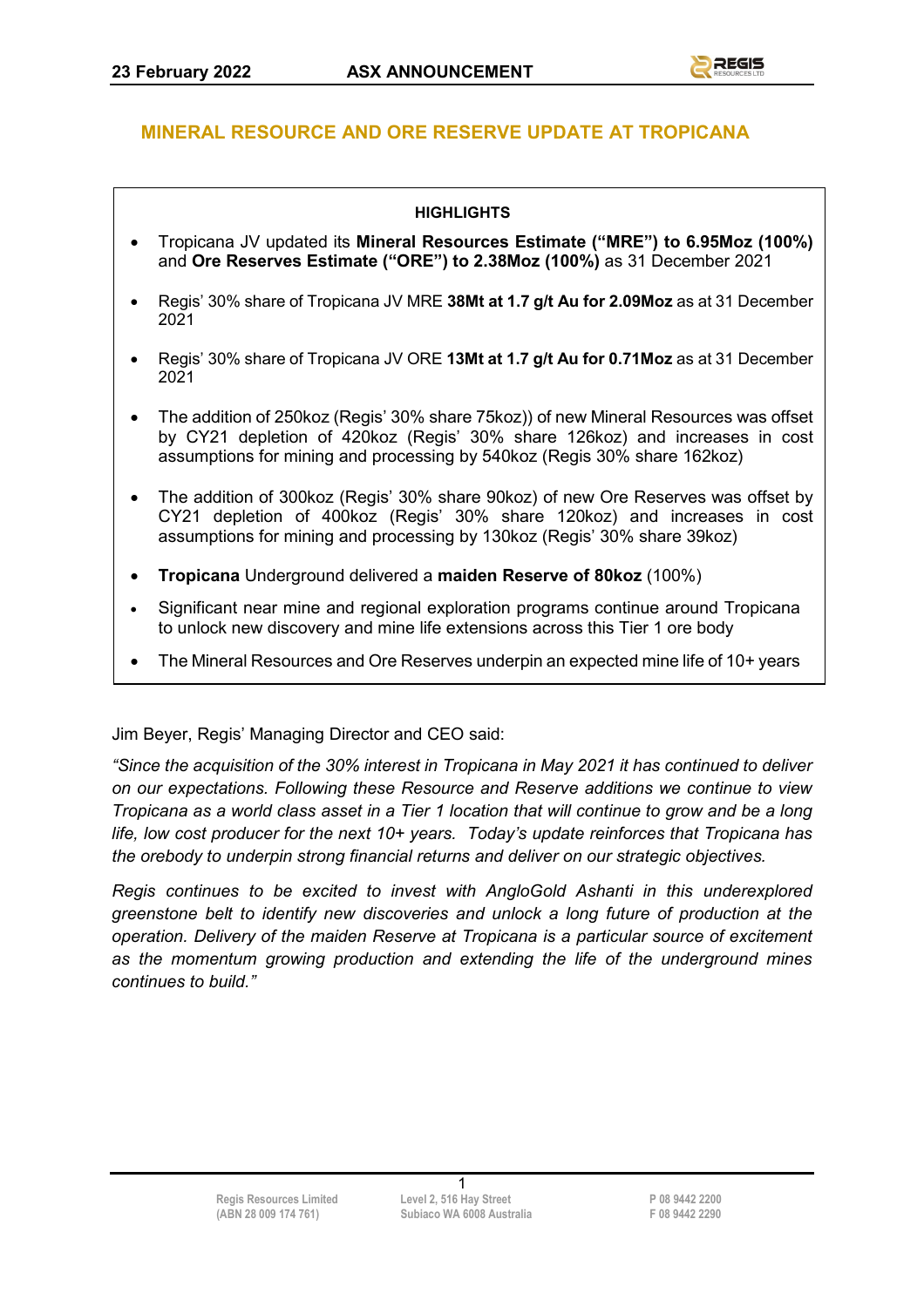# MINERAL RESOURCE AND ORE RESERVE UPDATE AT TROPICANA

**HIGHLIGHTS**

- Tropicana JV updated its **Mineral Resources Estimate ("MRE") to 6.95Moz (100%)** and **Ore Reserves Estimate ("ORE") to 2.38Moz (100%)** as 31 December 2021
- Regis' 30% share of Tropicana JV MRE **38Mt at 1.7 g/t Au for 2.09Moz** as at 31 December 2021
- Regis' 30% share of Tropicana JV ORE **13Mt at 1.7 g/t Au for 0.71Moz** as at 31 December 2021
- The addition of 250koz (Regis' 30% share 75koz)) of new Mineral Resources was offset by CY21 depletion of 420koz (Regis' 30% share 126koz) and increases in cost assumptions for mining and processing by 540koz (Regis 30% share 162koz)
- The addition of 300koz (Regis' 30% share 90koz) of new Ore Reserves was offset by CY21 depletion of 400koz (Regis' 30% share 120koz) and increases in cost assumptions for mining and processing by 130koz (Regis' 30% share 39koz)
- **Tropicana** Underground delivered a **maiden Reserve of 80koz** (100%)
- Significant near mine and regional exploration programs continue around Tropicana to unlock new discovery and mine life extensions across this Tier 1 ore body
- The Mineral Resources and Ore Reserves underpin an expected mine life of 10+ years

Jim Beyer, Regis' Managing Director and CEO said:

*"Since the acquisition of the 30% interest in Tropicana in May 2021 it has continued to deliver on our expectations. Following these Resource and Reserve additions we continue to view Tropicana as a world class asset in a Tier 1 location that will continue to grow and be a long life, low cost producer for the next 10+ years. Today's update reinforces that Tropicana has the orebody to underpin strong financial returns and deliver on our strategic objectives.*

*Regis continues to be excited to invest with AngloGold Ashanti in this underexplored greenstone belt to identify new discoveries and unlock a long future of production at the operation. Delivery of the maiden Reserve at Tropicana is a particular source of excitement as the momentum growing production and extending the life of the underground mines continues to build."*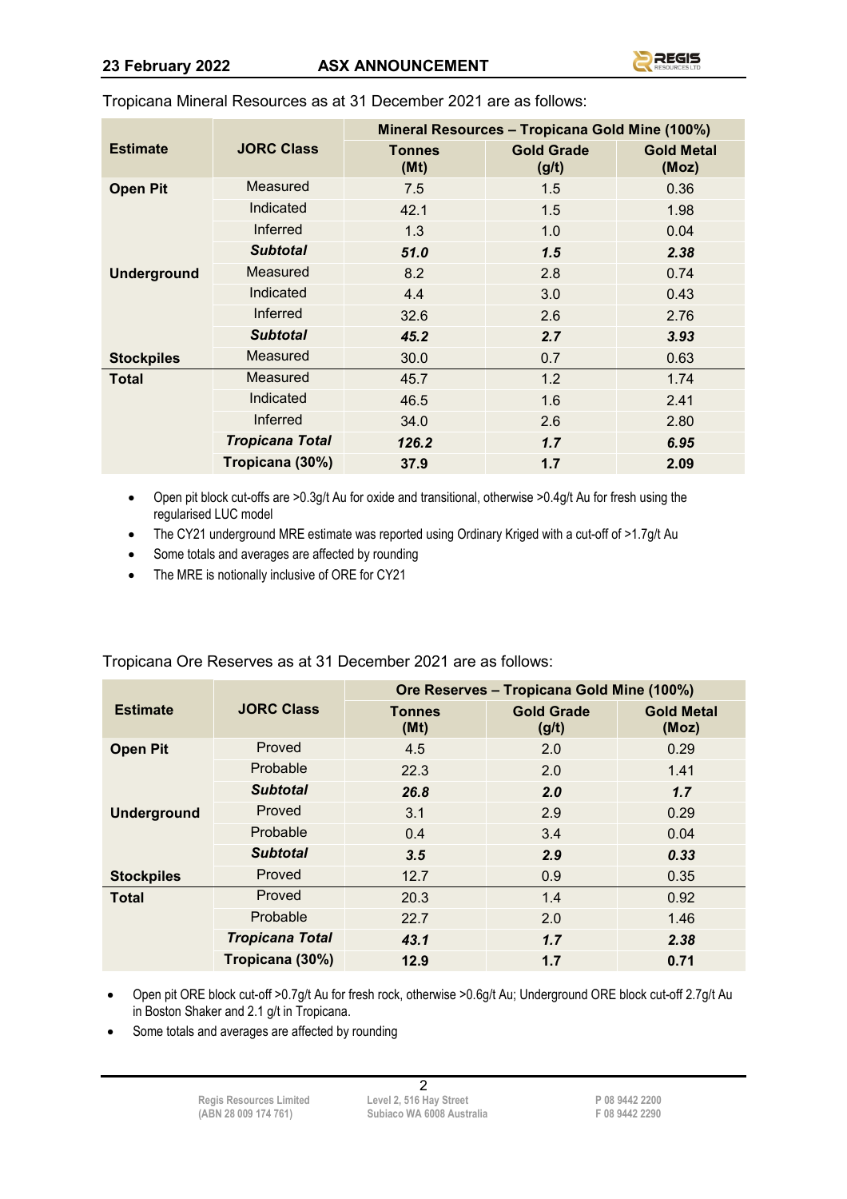Tropicana Mineral Resources as at 31 December 2021 are as follows:

| Estimate | JORC Class | Mineral Resources – Tropicana Gold Mine (100%) | | |
|---|---|---|---|---|
| | | Tonnes (Mt) | Gold Grade (g/t) | Gold Metal (Moz) |
| **Open Pit** | Measured | 7.5 | 1.5 | 0.36 |
| | Indicated | 42.1 | 1.5 | 1.98 |
| | Inferred | 1.3 | 1.0 | 0.04 |
| | ***Subtotal*** | ***51.0*** | ***1.5*** | ***2.38*** |
| **Underground** | Measured | 8.2 | 2.8 | 0.74 |
| | Indicated | 4.4 | 3.0 | 0.43 |
| | Inferred | 32.6 | 2.6 | 2.76 |
| | ***Subtotal*** | ***45.2*** | ***2.7*** | ***3.93*** |
| **Stockpiles** | Measured | 30.0 | 0.7 | 0.63 |
| **Total** | Measured | 45.7 | 1.2 | 1.74 |
| | Indicated | 46.5 | 1.6 | 2.41 |
| | Inferred | 34.0 | 2.6 | 2.80 |
| | ***Tropicana Total*** | ***126.2*** | ***1.7*** | ***6.95*** |
| | **Tropicana (30%)** | **37.9** | **1.7** | **2.09** |

- Open pit block cut-offs are >0.3g/t Au for oxide and transitional, otherwise >0.4g/t Au for fresh using the regularised LUC model
- The CY21 underground MRE estimate was reported using Ordinary Kriged with a cut-off of >1.7g/t Au
- Some totals and averages are affected by rounding
- The MRE is notionally inclusive of ORE for CY21

Tropicana Ore Reserves as at 31 December 2021 are as follows:

| Estimate | JORC Class | Ore Reserves – Tropicana Gold Mine (100%) | | |
|---|---|---|---|---|
| | | Tonnes (Mt) | Gold Grade (g/t) | Gold Metal (Moz) |
| **Open Pit** | Proved | 4.5 | 2.0 | 0.29 |
| | Probable | 22.3 | 2.0 | 1.41 |
| | ***Subtotal*** | ***26.8*** | ***2.0*** | ***1.7*** |
| **Underground** | Proved | 3.1 | 2.9 | 0.29 |
| | Probable | 0.4 | 3.4 | 0.04 |
| | ***Subtotal*** | ***3.5*** | ***2.9*** | ***0.33*** |
| **Stockpiles** | Proved | 12.7 | 0.9 | 0.35 |
| **Total** | Proved | 20.3 | 1.4 | 0.92 |
| | Probable | 22.7 | 2.0 | 1.46 |
| | ***Tropicana Total*** | ***43.1*** | ***1.7*** | ***2.38*** |
| | **Tropicana (30%)** | **12.9** | **1.7** | **0.71** |

- Open pit ORE block cut-off >0.7g/t Au for fresh rock, otherwise >0.6g/t Au; Underground ORE block cut-off 2.7g/t Au in Boston Shaker and 2.1 g/t in Tropicana.
- Some totals and averages are affected by rounding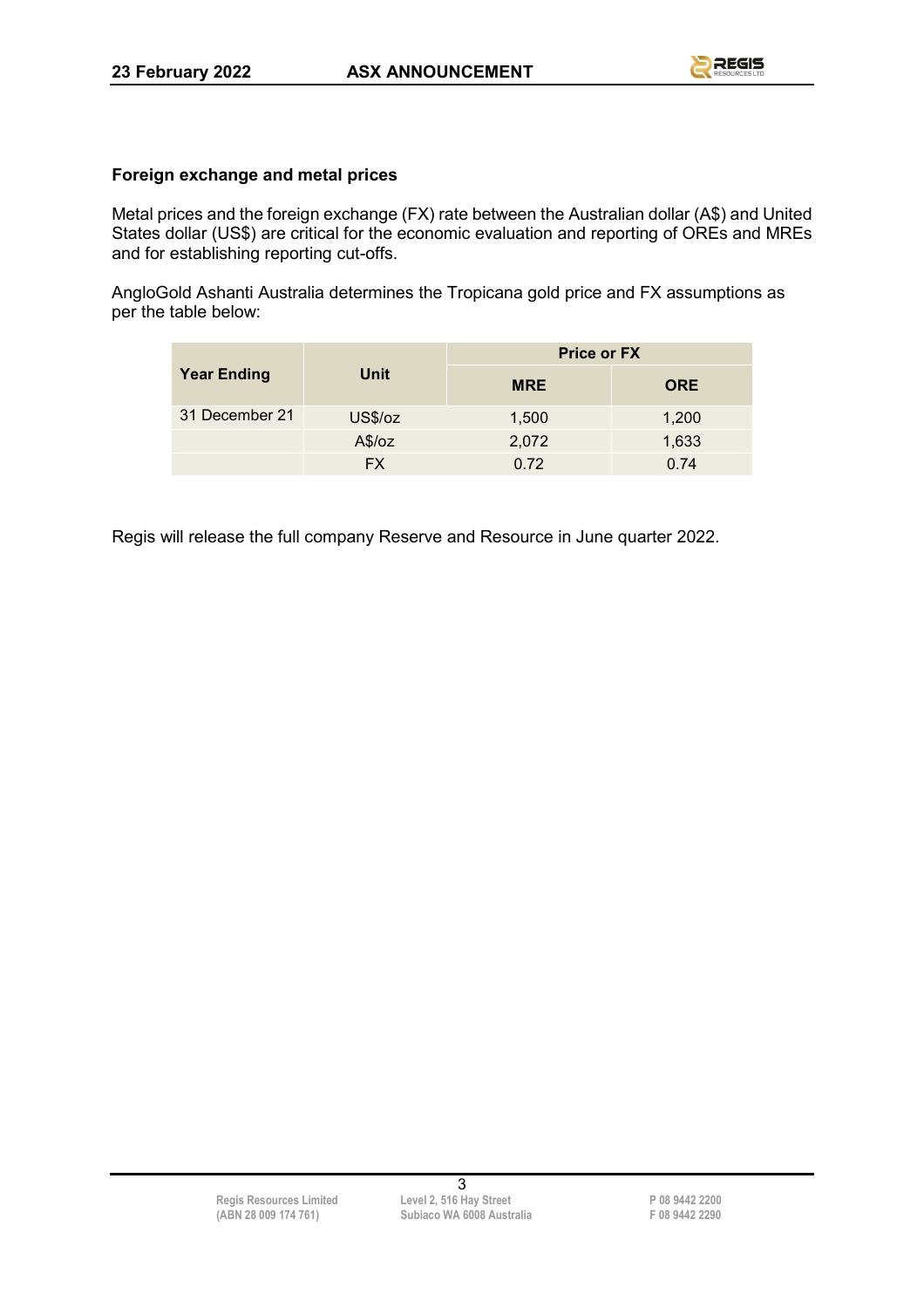**Foreign exchange and metal prices**

Metal prices and the foreign exchange (FX) rate between the Australian dollar (A$) and United States dollar (US$) are critical for the economic evaluation and reporting of OREs and MREs and for establishing reporting cut-offs.

AngloGold Ashanti Australia determines the Tropicana gold price and FX assumptions as per the table below:

| Year Ending | Unit | Price or FX | |
|---|---|---|---|
| | | **MRE** | **ORE** |
| 31 December 21 | US$/oz | 1,500 | 1,200 |
| | A$/oz | 2,072 | 1,633 |
| | FX | 0.72 | 0.74 |

Regis will release the full company Reserve and Resource in June quarter 2022.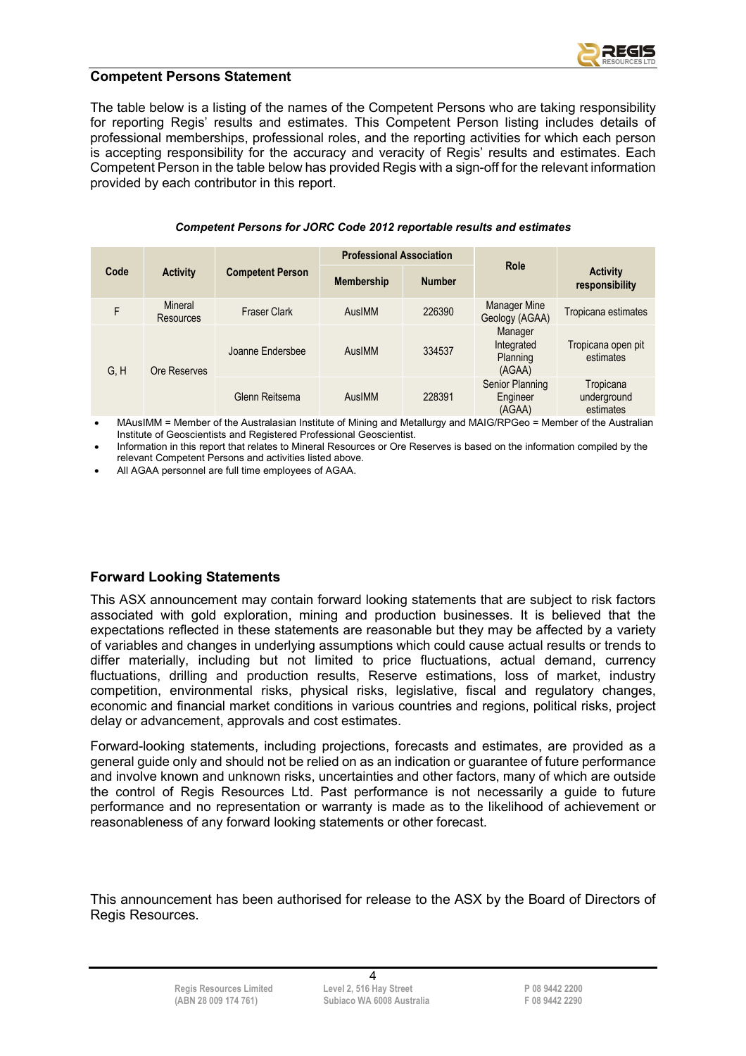## Competent Persons Statement

The table below is a listing of the names of the Competent Persons who are taking responsibility for reporting Regis' results and estimates. This Competent Person listing includes details of professional memberships, professional roles, and the reporting activities for which each person is accepting responsibility for the accuracy and veracity of Regis' results and estimates. Each Competent Person in the table below has provided Regis with a sign-off for the relevant information provided by each contributor in this report.

***Competent Persons for JORC Code 2012 reportable results and estimates***

| Code | Activity | Competent Person | Professional Association | | Role | Activity responsibility |
|---|---|---|---|---|---|---|
| | | | Membership | Number | | |
| F | Mineral Resources | Fraser Clark | AusIMM | 226390 | Manager Mine Geology (AGAA) | Tropicana estimates |
| G, H | Ore Reserves | Joanne Endersbee | AusIMM | 334537 | Manager Integrated Planning (AGAA) | Tropicana open pit estimates |
| | | Glenn Reitsema | AusIMM | 228391 | Senior Planning Engineer (AGAA) | Tropicana underground estimates |

- MAusIMM = Member of the Australasian Institute of Mining and Metallurgy and MAIG/RPGeo = Member of the Australian Institute of Geoscientists and Registered Professional Geoscientist.
- Information in this report that relates to Mineral Resources or Ore Reserves is based on the information compiled by the relevant Competent Persons and activities listed above.
- All AGAA personnel are full time employees of AGAA.

## Forward Looking Statements

This ASX announcement may contain forward looking statements that are subject to risk factors associated with gold exploration, mining and production businesses. It is believed that the expectations reflected in these statements are reasonable but they may be affected by a variety of variables and changes in underlying assumptions which could cause actual results or trends to differ materially, including but not limited to price fluctuations, actual demand, currency fluctuations, drilling and production results, Reserve estimations, loss of market, industry competition, environmental risks, physical risks, legislative, fiscal and regulatory changes, economic and financial market conditions in various countries and regions, political risks, project delay or advancement, approvals and cost estimates.

Forward-looking statements, including projections, forecasts and estimates, are provided as a general guide only and should not be relied on as an indication or guarantee of future performance and involve known and unknown risks, uncertainties and other factors, many of which are outside the control of Regis Resources Ltd. Past performance is not necessarily a guide to future performance and no representation or warranty is made as to the likelihood of achievement or reasonableness of any forward looking statements or other forecast.

This announcement has been authorised for release to the ASX by the Board of Directors of Regis Resources.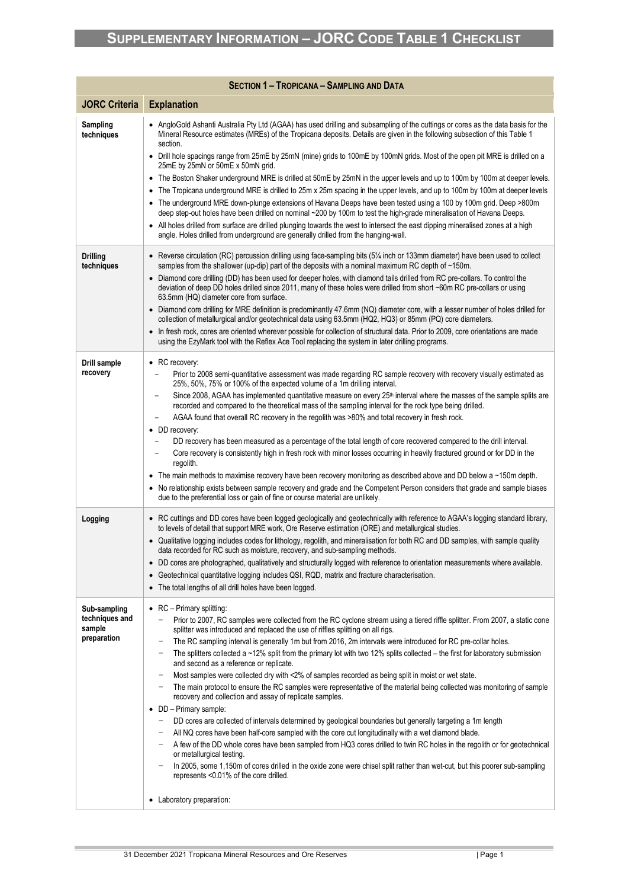# Supplementary Information – JORC Code Table 1 Checklist

| Section 1 – Tropicana – Sampling and Data | |
|---|---|
| **JORC Criteria** | **Explanation** |
| **Sampling techniques** | • AngloGold Ashanti Australia Pty Ltd (AGAA) has used drilling and subsampling of the cuttings or cores as the data basis for the Mineral Resource estimates (MREs) of the Tropicana deposits. Details are given in the following subsection of this Table 1 section.<br>• Drill hole spacings range from 25mE by 25mN (mine) grids to 100mE by 100mN grids. Most of the open pit MRE is drilled on a 25mE by 25mN or 50mE x 50mN grid.<br>• The Boston Shaker underground MRE is drilled at 50mE by 25mN in the upper levels and up to 100m by 100m at deeper levels.<br>• The Tropicana underground MRE is drilled to 25m x 25m spacing in the upper levels, and up to 100m by 100m at deeper levels<br>• The underground MRE down-plunge extensions of Havana Deeps have been tested using a 100 by 100m grid. Deep >800m deep step-out holes have been drilled on nominal ~200 by 100m to test the high-grade mineralisation of Havana Deeps.<br>• All holes drilled from surface are drilled plunging towards the west to intersect the east dipping mineralised zones at a high angle. Holes drilled from underground are generally drilled from the hanging-wall. |
| **Drilling techniques** | • Reverse circulation (RC) percussion drilling using face-sampling bits (5¼ inch or 133mm diameter) have been used to collect samples from the shallower (up-dip) part of the deposits with a nominal maximum RC depth of ~150m.<br>• Diamond core drilling (DD) has been used for deeper holes, with diamond tails drilled from RC pre-collars. To control the deviation of deep DD holes drilled since 2011, many of these holes were drilled from short ~60m RC pre-collars or using 63.5mm (HQ) diameter core from surface.<br>• Diamond core drilling for MRE definition is predominantly 47.6mm (NQ) diameter core, with a lesser number of holes drilled for collection of metallurgical and/or geotechnical data using 63.5mm (HQ2, HQ3) or 85mm (PQ) core diameters.<br>• In fresh rock, cores are oriented wherever possible for collection of structural data. Prior to 2009, core orientations are made using the EzyMark tool with the Reflex Ace Tool replacing the system in later drilling programs. |
| **Drill sample recovery** | • RC recovery:<br>− Prior to 2008 semi-quantitative assessment was made regarding RC sample recovery with recovery visually estimated as 25%, 50%, 75% or 100% of the expected volume of a 1m drilling interval.<br>− Since 2008, AGAA has implemented quantitative measure on every 25th interval where the masses of the sample splits are recorded and compared to the theoretical mass of the sampling interval for the rock type being drilled.<br>− AGAA found that overall RC recovery in the regolith was >80% and total recovery in fresh rock.<br>• DD recovery:<br>− DD recovery has been measured as a percentage of the total length of core recovered compared to the drill interval.<br>− Core recovery is consistently high in fresh rock with minor losses occurring in heavily fractured ground or for DD in the regolith.<br>• The main methods to maximise recovery have been recovery monitoring as described above and DD below a ~150m depth.<br>• No relationship exists between sample recovery and grade and the Competent Person considers that grade and sample biases due to the preferential loss or gain of fine or course material are unlikely. |
| **Logging** | • RC cuttings and DD cores have been logged geologically and geotechnically with reference to AGAA's logging standard library, to levels of detail that support MRE work, Ore Reserve estimation (ORE) and metallurgical studies.<br>• Qualitative logging includes codes for lithology, regolith, and mineralisation for both RC and DD samples, with sample quality data recorded for RC such as moisture, recovery, and sub-sampling methods.<br>• DD cores are photographed, qualitatively and structurally logged with reference to orientation measurements where available.<br>• Geotechnical quantitative logging includes QSI, RQD, matrix and fracture characterisation.<br>• The total lengths of all drill holes have been logged. |
| **Sub-sampling techniques and sample preparation** | • RC – Primary splitting:<br>− Prior to 2007, RC samples were collected from the RC cyclone stream using a tiered riffle splitter. From 2007, a static cone splitter was introduced and replaced the use of riffles splitting on all rigs.<br>− The RC sampling interval is generally 1m but from 2016, 2m intervals were introduced for RC pre-collar holes.<br>− The splitters collected a ~12% split from the primary lot with two 12% splits collected – the first for laboratory submission and second as a reference or replicate.<br>− Most samples were collected dry with <2% of samples recorded as being split in moist or wet state.<br>− The main protocol to ensure the RC samples were representative of the material being collected was monitoring of sample recovery and collection and assay of replicate samples.<br>• DD – Primary sample:<br>− DD cores are collected of intervals determined by geological boundaries but generally targeting a 1m length<br>− All NQ cores have been half-core sampled with the core cut longitudinally with a wet diamond blade.<br>− A few of the DD whole cores have been sampled from HQ3 cores drilled to twin RC holes in the regolith or for geotechnical or metallurgical testing.<br>− In 2005, some 1,150m of cores drilled in the oxide zone were chisel split rather than wet-cut, but this poorer sub-sampling represents <0.01% of the core drilled.<br><br>• Laboratory preparation: |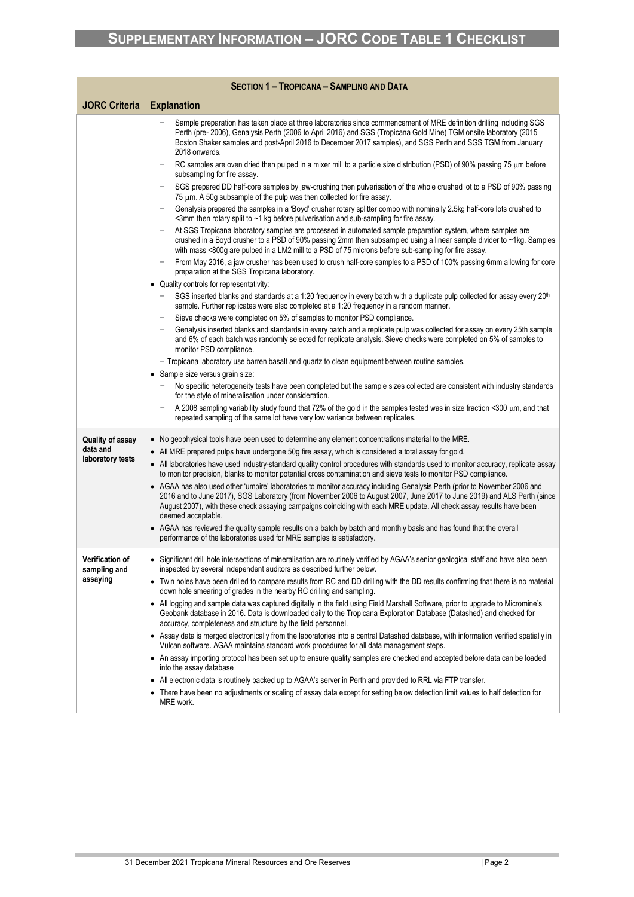# Supplementary Information – JORC Code Table 1 Checklist

| Section 1 – Tropicana – Sampling and Data | |
|---|---|
| **JORC Criteria** | **Explanation** |
| | – Sample preparation has taken place at three laboratories since commencement of MRE definition drilling including SGS Perth (pre- 2006), Genalysis Perth (2006 to April 2016) and SGS (Tropicana Gold Mine) TGM onsite laboratory (2015 Boston Shaker samples and post-April 2016 to December 2017 samples), and SGS Perth and SGS TGM from January 2018 onwards.<br>– RC samples are oven dried then pulped in a mixer mill to a particle size distribution (PSD) of 90% passing 75 µm before subsampling for fire assay.<br>– SGS prepared DD half-core samples by jaw-crushing then pulverisation of the whole crushed lot to a PSD of 90% passing 75 µm. A 50g subsample of the pulp was then collected for fire assay.<br>– Genalysis prepared the samples in a 'Boyd' crusher rotary splitter combo with nominally 2.5kg half-core lots crushed to <3mm then rotary split to ~1 kg before pulverisation and sub-sampling for fire assay.<br>– At SGS Tropicana laboratory samples are processed in automated sample preparation system, where samples are crushed in a Boyd crusher to a PSD of 90% passing 2mm then subsampled using a linear sample divider to ~1kg. Samples with mass <800g are pulped in a LM2 mill to a PSD of 75 microns before sub-sampling for fire assay.<br>– From May 2016, a jaw crusher has been used to crush half-core samples to a PSD of 100% passing 6mm allowing for core preparation at the SGS Tropicana laboratory.<br>• Quality controls for representativity:<br>– SGS inserted blanks and standards at a 1:20 frequency in every batch with a duplicate pulp collected for assay every 20th sample. Further replicates were also completed at a 1:20 frequency in a random manner.<br>– Sieve checks were completed on 5% of samples to monitor PSD compliance.<br>– Genalysis inserted blanks and standards in every batch and a replicate pulp was collected for assay on every 25th sample and 6% of each batch was randomly selected for replicate analysis. Sieve checks were completed on 5% of samples to monitor PSD compliance.<br>– Tropicana laboratory use barren basalt and quartz to clean equipment between routine samples.<br>• Sample size versus grain size:<br>– No specific heterogeneity tests have been completed but the sample sizes collected are consistent with industry standards for the style of mineralisation under consideration.<br>– A 2008 sampling variability study found that 72% of the gold in the samples tested was in size fraction <300 µm, and that repeated sampling of the same lot have very low variance between replicates. |
| **Quality of assay data and laboratory tests** | • No geophysical tools have been used to determine any element concentrations material to the MRE.<br>• All MRE prepared pulps have undergone 50g fire assay, which is considered a total assay for gold.<br>• All laboratories have used industry-standard quality control procedures with standards used to monitor accuracy, replicate assay to monitor precision, blanks to monitor potential cross contamination and sieve tests to monitor PSD compliance.<br>• AGAA has also used other 'umpire' laboratories to monitor accuracy including Genalysis Perth (prior to November 2006 and 2016 and to June 2017), SGS Laboratory (from November 2006 to August 2007, June 2017 to June 2019) and ALS Perth (since August 2007), with these check assaying campaigns coinciding with each MRE update. All check assay results have been deemed acceptable.<br>• AGAA has reviewed the quality sample results on a batch by batch and monthly basis and has found that the overall performance of the laboratories used for MRE samples is satisfactory. |
| **Verification of sampling and assaying** | • Significant drill hole intersections of mineralisation are routinely verified by AGAA's senior geological staff and have also been inspected by several independent auditors as described further below.<br>• Twin holes have been drilled to compare results from RC and DD drilling with the DD results confirming that there is no material down hole smearing of grades in the nearby RC drilling and sampling.<br>• All logging and sample data was captured digitally in the field using Field Marshall Software, prior to upgrade to Micromine's Geobank database in 2016. Data is downloaded daily to the Tropicana Exploration Database (Datashed) and checked for accuracy, completeness and structure by the field personnel.<br>• Assay data is merged electronically from the laboratories into a central Datashed database, with information verified spatially in Vulcan software. AGAA maintains standard work procedures for all data management steps.<br>• An assay importing protocol has been set up to ensure quality samples are checked and accepted before data can be loaded into the assay database<br>• All electronic data is routinely backed up to AGAA's server in Perth and provided to RRL via FTP transfer.<br>• There have been no adjustments or scaling of assay data except for setting below detection limit values to half detection for MRE work. |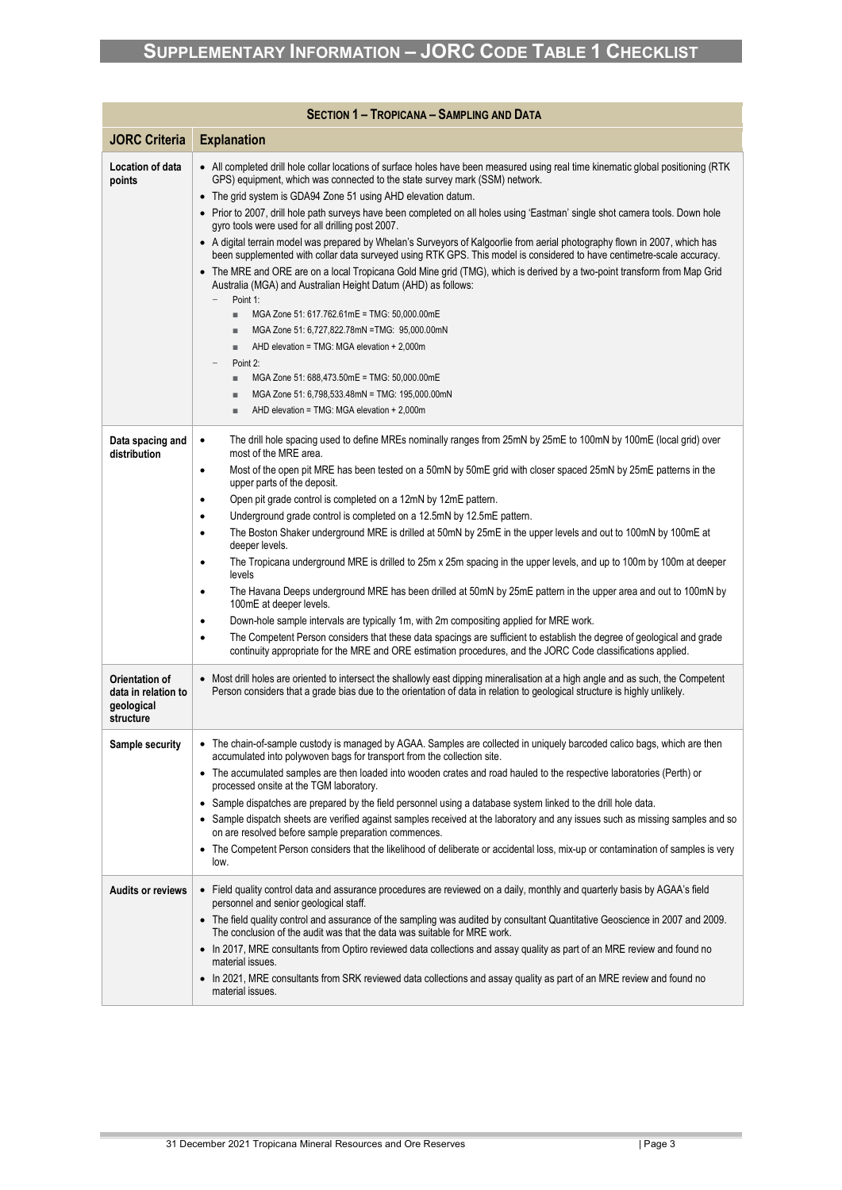# Supplementary Information – JORC Code Table 1 Checklist

| **Section 1 – Tropicana – Sampling and Data** | |
|---|---|
| **JORC Criteria** | **Explanation** |
| **Location of data points** | • All completed drill hole collar locations of surface holes have been measured using real time kinematic global positioning (RTK GPS) equipment, which was connected to the state survey mark (SSM) network.<br>• The grid system is GDA94 Zone 51 using AHD elevation datum.<br>• Prior to 2007, drill hole path surveys have been completed on all holes using 'Eastman' single shot camera tools. Down hole gyro tools were used for all drilling post 2007.<br>• A digital terrain model was prepared by Whelan's Surveyors of Kalgoorlie from aerial photography flown in 2007, which has been supplemented with collar data surveyed using RTK GPS. This model is considered to have centimetre-scale accuracy.<br>• The MRE and ORE are on a local Tropicana Gold Mine grid (TMG), which is derived by a two-point transform from Map Grid Australia (MGA) and Australian Height Datum (AHD) as follows:<br>  – Point 1:<br>    ■ MGA Zone 51: 617.762.61mE = TMG: 50,000.00mE<br>    ■ MGA Zone 51: 6,727,822.78mN =TMG: 95,000.00mN<br>    ■ AHD elevation = TMG: MGA elevation + 2,000m<br>  – Point 2:<br>    ■ MGA Zone 51: 688,473.50mE = TMG: 50,000.00mE<br>    ■ MGA Zone 51: 6,798,533.48mN = TMG: 195,000.00mN<br>    ■ AHD elevation = TMG: MGA elevation + 2,000m |
| **Data spacing and distribution** | • The drill hole spacing used to define MREs nominally ranges from 25mN by 25mE to 100mN by 100mE (local grid) over most of the MRE area.<br>• Most of the open pit MRE has been tested on a 50mN by 50mE grid with closer spaced 25mN by 25mE patterns in the upper parts of the deposit.<br>• Open pit grade control is completed on a 12mN by 12mE pattern.<br>• Underground grade control is completed on a 12.5mN by 12.5mE pattern.<br>• The Boston Shaker underground MRE is drilled at 50mN by 25mE in the upper levels and out to 100mN by 100mE at deeper levels.<br>• The Tropicana underground MRE is drilled to 25m x 25m spacing in the upper levels, and up to 100m by 100m at deeper levels<br>• The Havana Deeps underground MRE has been drilled at 50mN by 25mE pattern in the upper area and out to 100mN by 100mE at deeper levels.<br>• Down-hole sample intervals are typically 1m, with 2m compositing applied for MRE work.<br>• The Competent Person considers that these data spacings are sufficient to establish the degree of geological and grade continuity appropriate for the MRE and ORE estimation procedures, and the JORC Code classifications applied. |
| **Orientation of data in relation to geological structure** | • Most drill holes are oriented to intersect the shallowly east dipping mineralisation at a high angle and as such, the Competent Person considers that a grade bias due to the orientation of data in relation to geological structure is highly unlikely. |
| **Sample security** | • The chain-of-sample custody is managed by AGAA. Samples are collected in uniquely barcoded calico bags, which are then accumulated into polywoven bags for transport from the collection site.<br>• The accumulated samples are then loaded into wooden crates and road hauled to the respective laboratories (Perth) or processed onsite at the TGM laboratory.<br>• Sample dispatches are prepared by the field personnel using a database system linked to the drill hole data.<br>• Sample dispatch sheets are verified against samples received at the laboratory and any issues such as missing samples and so on are resolved before sample preparation commences.<br>• The Competent Person considers that the likelihood of deliberate or accidental loss, mix-up or contamination of samples is very low. |
| **Audits or reviews** | • Field quality control data and assurance procedures are reviewed on a daily, monthly and quarterly basis by AGAA's field personnel and senior geological staff.<br>• The field quality control and assurance of the sampling was audited by consultant Quantitative Geoscience in 2007 and 2009. The conclusion of the audit was that the data was suitable for MRE work.<br>• In 2017, MRE consultants from Optiro reviewed data collections and assay quality as part of an MRE review and found no material issues.<br>• In 2021, MRE consultants from SRK reviewed data collections and assay quality as part of an MRE review and found no material issues. |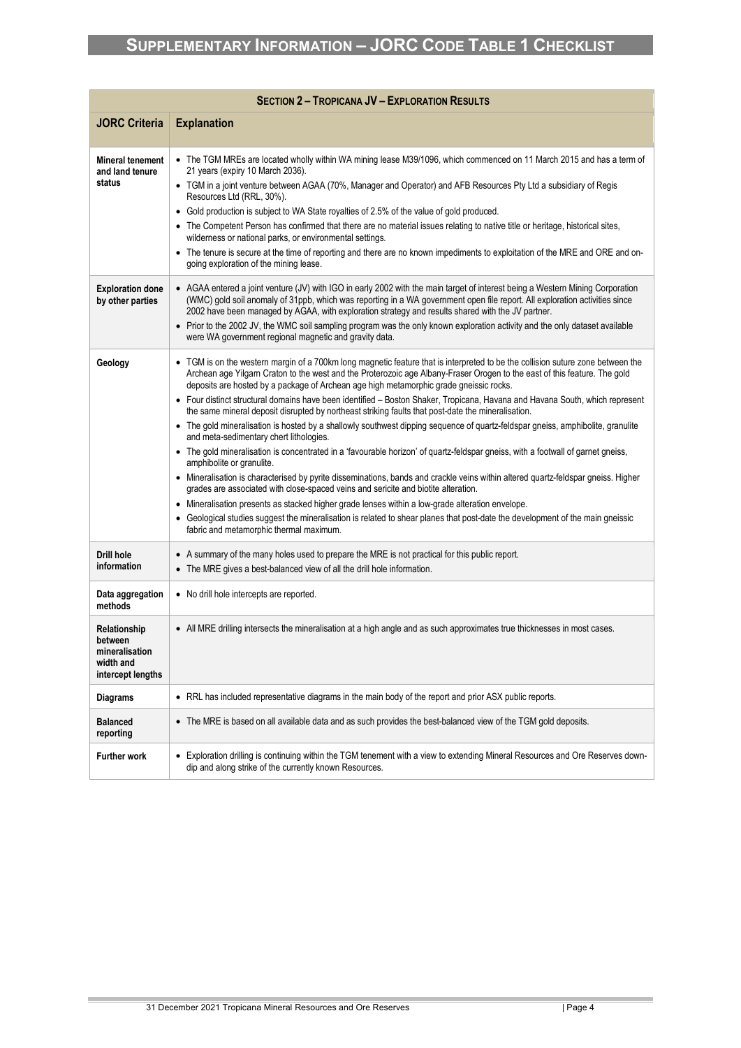# Supplementary Information – JORC Code Table 1 Checklist

| Section 2 – Tropicana JV – Exploration Results | |
|---|---|
| **JORC Criteria** | **Explanation** |
| **Mineral tenement and land tenure status** | • The TGM MREs are located wholly within WA mining lease M39/1096, which commenced on 11 March 2015 and has a term of 21 years (expiry 10 March 2036).<br>• TGM in a joint venture between AGAA (70%, Manager and Operator) and AFB Resources Pty Ltd a subsidiary of Regis Resources Ltd (RRL, 30%).<br>• Gold production is subject to WA State royalties of 2.5% of the value of gold produced.<br>• The Competent Person has confirmed that there are no material issues relating to native title or heritage, historical sites, wilderness or national parks, or environmental settings.<br>• The tenure is secure at the time of reporting and there are no known impediments to exploitation of the MRE and ORE and on-going exploration of the mining lease. |
| **Exploration done by other parties** | • AGAA entered a joint venture (JV) with IGO in early 2002 with the main target of interest being a Western Mining Corporation (WMC) gold soil anomaly of 31ppb, which was reporting in a WA government open file report. All exploration activities since 2002 have been managed by AGAA, with exploration strategy and results shared with the JV partner.<br>• Prior to the 2002 JV, the WMC soil sampling program was the only known exploration activity and the only dataset available were WA government regional magnetic and gravity data. |
| **Geology** | • TGM is on the western margin of a 700km long magnetic feature that is interpreted to be the collision suture zone between the Archean age Yilgarn Craton to the west and the Proterozoic age Albany-Fraser Orogen to the east of this feature. The gold deposits are hosted by a package of Archean age high metamorphic grade gneissic rocks.<br>• Four distinct structural domains have been identified – Boston Shaker, Tropicana, Havana and Havana South, which represent the same mineral deposit disrupted by northeast striking faults that post-date the mineralisation.<br>• The gold mineralisation is hosted by a shallowly southwest dipping sequence of quartz-feldspar gneiss, amphibolite, granulite and meta-sedimentary chert lithologies.<br>• The gold mineralisation is concentrated in a 'favourable horizon' of quartz-feldspar gneiss, with a footwall of garnet gneiss, amphibolite or granulite.<br>• Mineralisation is characterised by pyrite disseminations, bands and crackle veins within altered quartz-feldspar gneiss. Higher grades are associated with close-spaced veins and sericite and biotite alteration.<br>• Mineralisation presents as stacked higher grade lenses within a low-grade alteration envelope.<br>• Geological studies suggest the mineralisation is related to shear planes that post-date the development of the main gneissic fabric and metamorphic thermal maximum. |
| **Drill hole information** | • A summary of the many holes used to prepare the MRE is not practical for this public report.<br>• The MRE gives a best-balanced view of all the drill hole information. |
| **Data aggregation methods** | • No drill hole intercepts are reported. |
| **Relationship between mineralisation width and intercept lengths** | • All MRE drilling intersects the mineralisation at a high angle and as such approximates true thicknesses in most cases. |
| **Diagrams** | • RRL has included representative diagrams in the main body of the report and prior ASX public reports. |
| **Balanced reporting** | • The MRE is based on all available data and as such provides the best-balanced view of the TGM gold deposits. |
| **Further work** | • Exploration drilling is continuing within the TGM tenement with a view to extending Mineral Resources and Ore Reserves down-dip and along strike of the currently known Resources. |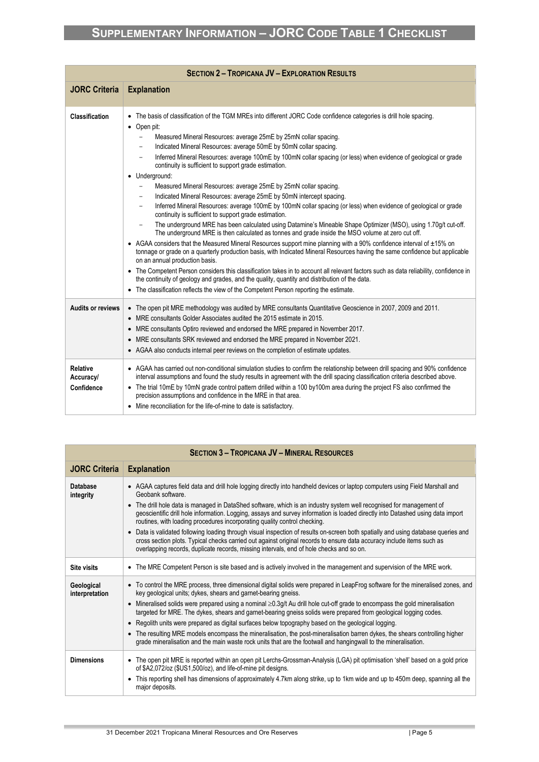# SUPPLEMENTARY INFORMATION – JORC CODE TABLE 1 CHECKLIST

| SECTION 2 – TROPICANA JV – EXPLORATION RESULTS | |
|---|---|
| **JORC Criteria** | **Explanation** |
| **Classification** | • The basis of classification of the TGM MREs into different JORC Code confidence categories is drill hole spacing.<br>• Open pit:<br>– Measured Mineral Resources: average 25mE by 25mN collar spacing.<br>– Indicated Mineral Resources: average 50mE by 50mN collar spacing.<br>– Inferred Mineral Resources: average 100mE by 100mN collar spacing (or less) when evidence of geological or grade continuity is sufficient to support grade estimation.<br>• Underground:<br>– Measured Mineral Resources: average 25mE by 25mN collar spacing.<br>– Indicated Mineral Resources: average 25mE by 50mN intercept spacing.<br>– Inferred Mineral Resources: average 100mE by 100mN collar spacing (or less) when evidence of geological or grade continuity is sufficient to support grade estimation.<br>– The underground MRE has been calculated using Datamine's Mineable Shape Optimizer (MSO), using 1.70g/t cut-off. The underground MRE is then calculated as tonnes and grade inside the MSO volume at zero cut off.<br>• AGAA considers that the Measured Mineral Resources support mine planning with a 90% confidence interval of ±15% on tonnage or grade on a quarterly production basis, with Indicated Mineral Resources having the same confidence but applicable on an annual production basis.<br>• The Competent Person considers this classification takes in to account all relevant factors such as data reliability, confidence in the continuity of geology and grades, and the quality, quantity and distribution of the data.<br>• The classification reflects the view of the Competent Person reporting the estimate. |
| **Audits or reviews** | • The open pit MRE methodology was audited by MRE consultants Quantitative Geoscience in 2007, 2009 and 2011.<br>• MRE consultants Golder Associates audited the 2015 estimate in 2015.<br>• MRE consultants Optiro reviewed and endorsed the MRE prepared in November 2017.<br>• MRE consultants SRK reviewed and endorsed the MRE prepared in November 2021.<br>• AGAA also conducts internal peer reviews on the completion of estimate updates. |
| **Relative Accuracy/ Confidence** | • AGAA has carried out non-conditional simulation studies to confirm the relationship between drill spacing and 90% confidence interval assumptions and found the study results in agreement with the drill spacing classification criteria described above.<br>• The trial 10mE by 10mN grade control pattern drilled within a 100 by100m area during the project FS also confirmed the precision assumptions and confidence in the MRE in that area.<br>• Mine reconciliation for the life-of-mine to date is satisfactory. |

| SECTION 3 – TROPICANA JV – MINERAL RESOURCES | |
|---|---|
| **JORC Criteria** | **Explanation** |
| **Database integrity** | • AGAA captures field data and drill hole logging directly into handheld devices or laptop computers using Field Marshall and Geobank software.<br>• The drill hole data is managed in DataShed software, which is an industry system well recognised for management of geoscientific drill hole information. Logging, assays and survey information is loaded directly into Datashed using data import routines, with loading procedures incorporating quality control checking.<br>• Data is validated following loading through visual inspection of results on-screen both spatially and using database queries and cross section plots. Typical checks carried out against original records to ensure data accuracy include items such as overlapping records, duplicate records, missing intervals, end of hole checks and so on. |
| **Site visits** | • The MRE Competent Person is site based and is actively involved in the management and supervision of the MRE work. |
| **Geological interpretation** | • To control the MRE process, three dimensional digital solids were prepared in LeapFrog software for the mineralised zones, and key geological units; dykes, shears and garnet-bearing gneiss.<br>• Mineralised solids were prepared using a nominal ≥0.3g/t Au drill hole cut-off grade to encompass the gold mineralisation targeted for MRE. The dykes, shears and garnet-bearing gneiss solids were prepared from geological logging codes.<br>• Regolith units were prepared as digital surfaces below topography based on the geological logging.<br>• The resulting MRE models encompass the mineralisation, the post-mineralisation barren dykes, the shears controlling higher grade mineralisation and the main waste rock units that are the footwall and hangingwall to the mineralisation. |
| **Dimensions** | • The open pit MRE is reported within an open pit Lerchs-Grossman-Analysis (LGA) pit optimisation 'shell' based on a gold price of $A2,072/oz ($US1,500/oz), and life-of-mine pit designs.<br>• This reporting shell has dimensions of approximately 4.7km along strike, up to 1km wide and up to 450m deep, spanning all the major deposits. |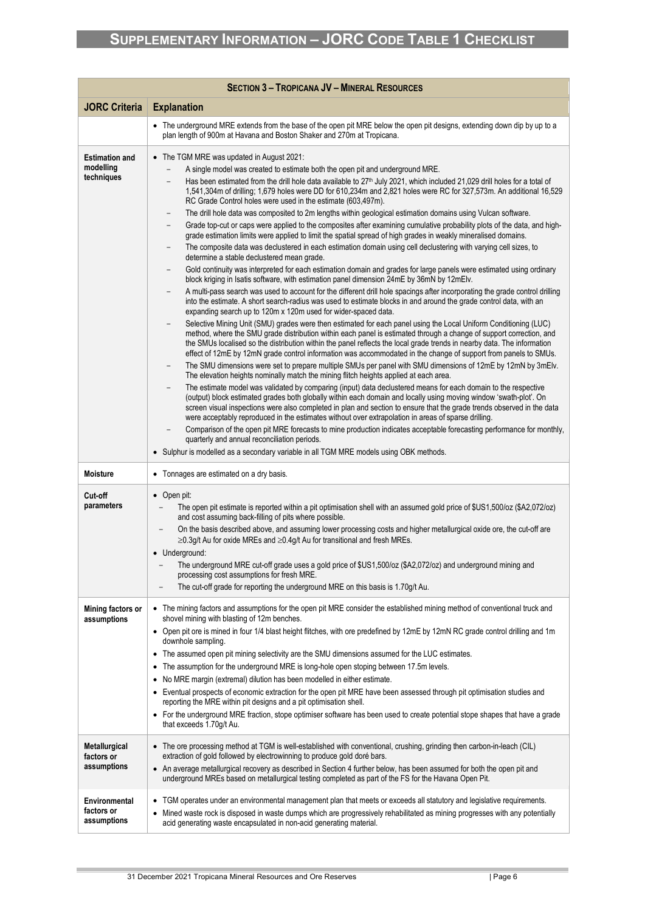# SUPPLEMENTARY INFORMATION – JORC CODE TABLE 1 CHECKLIST

| SECTION 3 – TROPICANA JV – MINERAL RESOURCES | |
|---|---|
| **JORC Criteria** | **Explanation** |
| | • The underground MRE extends from the base of the open pit MRE below the open pit designs, extending down dip by up to a plan length of 900m at Havana and Boston Shaker and 270m at Tropicana. |
| **Estimation and modelling techniques** | • The TGM MRE was updated in August 2021:<br>– A single model was created to estimate both the open pit and underground MRE.<br>– Has been estimated from the drill hole data available to 27th July 2021, which included 21,029 drill holes for a total of 1,541,304m of drilling; 1,679 holes were DD for 610,234m and 2,821 holes were RC for 327,573m. An additional 16,529 RC Grade Control holes were used in the estimate (603,497m).<br>– The drill hole data was composited to 2m lengths within geological estimation domains using Vulcan software.<br>– Grade top-cut or caps were applied to the composites after examining cumulative probability plots of the data, and high-grade estimation limits were applied to limit the spatial spread of high grades in weakly mineralised domains.<br>– The composite data was declustered in each estimation domain using cell declustering with varying cell sizes, to determine a stable declustered mean grade.<br>– Gold continuity was interpreted for each estimation domain and grades for large panels were estimated using ordinary block kriging in Isatis software, with estimation panel dimension 24mE by 36mN by 12mElv.<br>– A multi-pass search was used to account for the different drill hole spacings after incorporating the grade control drilling into the estimate. A short search-radius was used to estimate blocks in and around the grade control data, with an expanding search up to 120m x 120m used for wider-spaced data.<br>– Selective Mining Unit (SMU) grades were then estimated for each panel using the Local Uniform Conditioning (LUC) method, where the SMU grade distribution within each panel is estimated through a change of support correction, and the SMUs localised so the distribution within the panel reflects the local grade trends in nearby data. The information effect of 12mE by 12mN grade control information was accommodated in the change of support from panels to SMUs.<br>– The SMU dimensions were set to prepare multiple SMUs per panel with SMU dimensions of 12mE by 12mN by 3mElv. The elevation heights nominally match the mining flitch heights applied at each area.<br>– The estimate model was validated by comparing (input) data declustered means for each domain to the respective (output) block estimated grades both globally within each domain and locally using moving window 'swath-plot'. On screen visual inspections were also completed in plan and section to ensure that the grade trends observed in the data were acceptably reproduced in the estimates without over extrapolation in areas of sparse drilling.<br>– Comparison of the open pit MRE forecasts to mine production indicates acceptable forecasting performance for monthly, quarterly and annual reconciliation periods.<br>• Sulphur is modelled as a secondary variable in all TGM MRE models using OBK methods. |
| **Moisture** | • Tonnages are estimated on a dry basis. |
| **Cut-off parameters** | • Open pit:<br>– The open pit estimate is reported within a pit optimisation shell with an assumed gold price of $US1,500/oz ($A2,072/oz) and cost assuming back-filling of pits where possible.<br>– On the basis described above, and assuming lower processing costs and higher metallurgical oxide ore, the cut-off are ≥0.3g/t Au for oxide MREs and ≥0.4g/t Au for transitional and fresh MREs.<br>• Underground:<br>– The underground MRE cut-off grade uses a gold price of $US1,500/oz ($A2,072/oz) and underground mining and processing cost assumptions for fresh MRE.<br>– The cut-off grade for reporting the underground MRE on this basis is 1.70g/t Au. |
| **Mining factors or assumptions** | • The mining factors and assumptions for the open pit MRE consider the established mining method of conventional truck and shovel mining with blasting of 12m benches.<br>• Open pit ore is mined in four 1/4 blast height flitches, with ore predefined by 12mE by 12mN RC grade control drilling and 1m downhole sampling.<br>• The assumed open pit mining selectivity are the SMU dimensions assumed for the LUC estimates.<br>• The assumption for the underground MRE is long-hole open stoping between 17.5m levels.<br>• No MRE margin (extremal) dilution has been modelled in either estimate.<br>• Eventual prospects of economic extraction for the open pit MRE have been assessed through pit optimisation studies and reporting the MRE within pit designs and a pit optimisation shell.<br>• For the underground MRE fraction, stope optimiser software has been used to create potential stope shapes that have a grade that exceeds 1.70g/t Au. |
| **Metallurgical factors or assumptions** | • The ore processing method at TGM is well-established with conventional, crushing, grinding then carbon-in-leach (CIL) extraction of gold followed by electrowinning to produce gold doré bars.<br>• An average metallurgical recovery as described in Section 4 further below, has been assumed for both the open pit and underground MREs based on metallurgical testing completed as part of the FS for the Havana Open Pit. |
| **Environmental factors or assumptions** | • TGM operates under an environmental management plan that meets or exceeds all statutory and legislative requirements.<br>• Mined waste rock is disposed in waste dumps which are progressively rehabilitated as mining progresses with any potentially acid generating waste encapsulated in non-acid generating material. |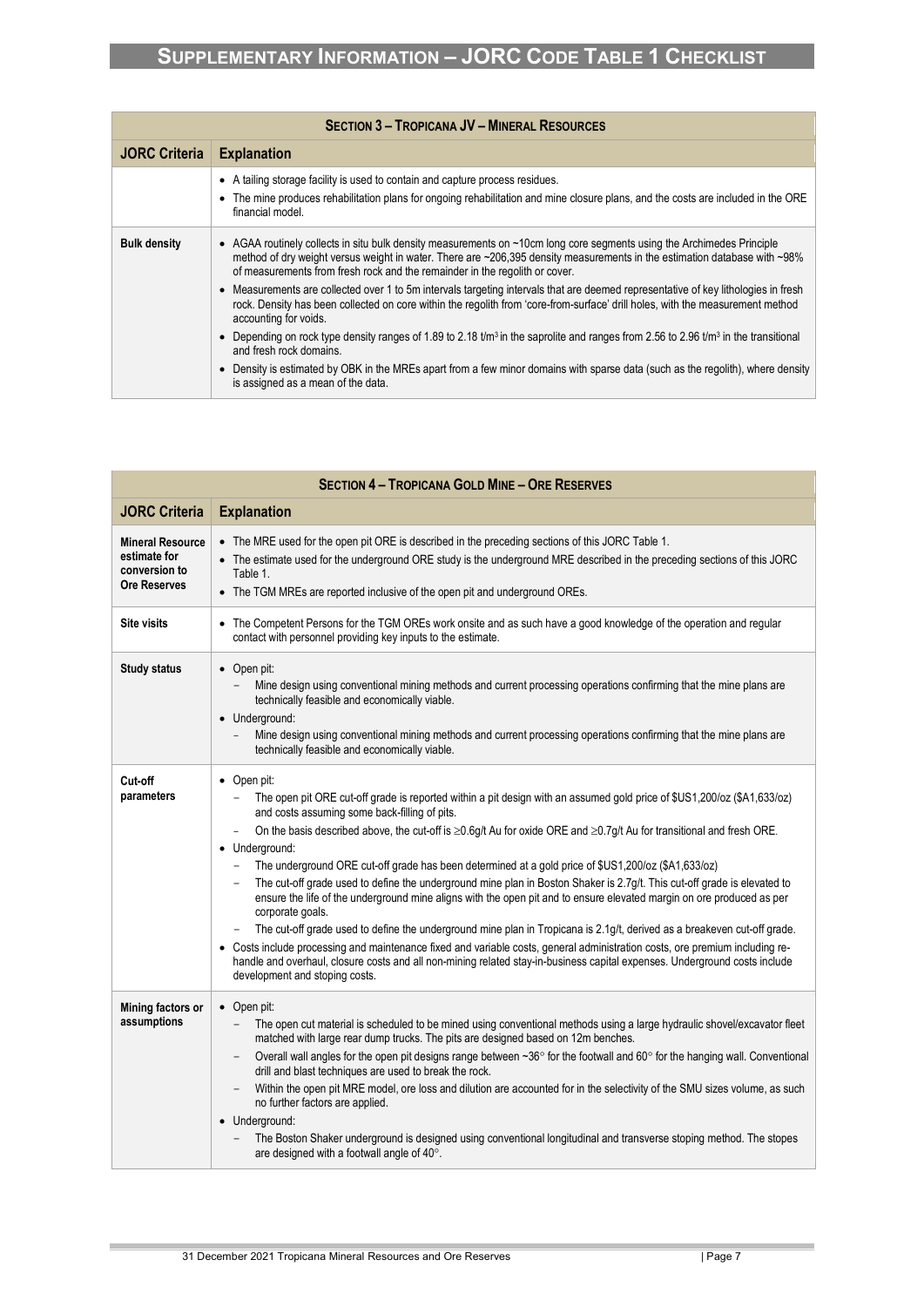# SUPPLEMENTARY INFORMATION – JORC CODE TABLE 1 CHECKLIST

| SECTION 3 – TROPICANA JV – MINERAL RESOURCES | |
|---|---|
| **JORC Criteria** | **Explanation** |
| | • A tailing storage facility is used to contain and capture process residues.<br>• The mine produces rehabilitation plans for ongoing rehabilitation and mine closure plans, and the costs are included in the ORE financial model. |
| **Bulk density** | • AGAA routinely collects in situ bulk density measurements on ~10cm long core segments using the Archimedes Principle method of dry weight versus weight in water. There are ~206,395 density measurements in the estimation database with ~98% of measurements from fresh rock and the remainder in the regolith or cover.<br>• Measurements are collected over 1 to 5m intervals targeting intervals that are deemed representative of key lithologies in fresh rock. Density has been collected on core within the regolith from 'core-from-surface' drill holes, with the measurement method accounting for voids.<br>• Depending on rock type density ranges of 1.89 to 2.18 t/m³ in the saprolite and ranges from 2.56 to 2.96 t/m³ in the transitional and fresh rock domains.<br>• Density is estimated by OBK in the MREs apart from a few minor domains with sparse data (such as the regolith), where density is assigned as a mean of the data. |

| SECTION 4 – TROPICANA GOLD MINE – ORE RESERVES | |
|---|---|
| **JORC Criteria** | **Explanation** |
| **Mineral Resource estimate for conversion to Ore Reserves** | • The MRE used for the open pit ORE is described in the preceding sections of this JORC Table 1.<br>• The estimate used for the underground ORE study is the underground MRE described in the preceding sections of this JORC Table 1.<br>• The TGM MREs are reported inclusive of the open pit and underground OREs. |
| **Site visits** | • The Competent Persons for the TGM OREs work onsite and as such have a good knowledge of the operation and regular contact with personnel providing key inputs to the estimate. |
| **Study status** | • Open pit:<br>– Mine design using conventional mining methods and current processing operations confirming that the mine plans are technically feasible and economically viable.<br>• Underground:<br>– Mine design using conventional mining methods and current processing operations confirming that the mine plans are technically feasible and economically viable. |
| **Cut-off parameters** | • Open pit:<br>– The open pit ORE cut-off grade is reported within a pit design with an assumed gold price of $US1,200/oz ($A1,633/oz) and costs assuming some back-filling of pits.<br>– On the basis described above, the cut-off is ≥0.6g/t Au for oxide ORE and ≥0.7g/t Au for transitional and fresh ORE.<br>• Underground:<br>– The underground ORE cut-off grade has been determined at a gold price of $US1,200/oz ($A1,633/oz)<br>– The cut-off grade used to define the underground mine plan in Boston Shaker is 2.7g/t. This cut-off grade is elevated to ensure the life of the underground mine aligns with the open pit and to ensure elevated margin on ore produced as per corporate goals.<br>– The cut-off grade used to define the underground mine plan in Tropicana is 2.1g/t, derived as a breakeven cut-off grade.<br>• Costs include processing and maintenance fixed and variable costs, general administration costs, ore premium including re-handle and overhaul, closure costs and all non-mining related stay-in-business capital expenses. Underground costs include development and stoping costs. |
| **Mining factors or assumptions** | • Open pit:<br>– The open cut material is scheduled to be mined using conventional methods using a large hydraulic shovel/excavator fleet matched with large rear dump trucks. The pits are designed based on 12m benches.<br>– Overall wall angles for the open pit designs range between ~36° for the footwall and 60° for the hanging wall. Conventional drill and blast techniques are used to break the rock.<br>– Within the open pit MRE model, ore loss and dilution are accounted for in the selectivity of the SMU sizes volume, as such no further factors are applied.<br>• Underground:<br>– The Boston Shaker underground is designed using conventional longitudinal and transverse stoping method. The stopes are designed with a footwall angle of 40°. |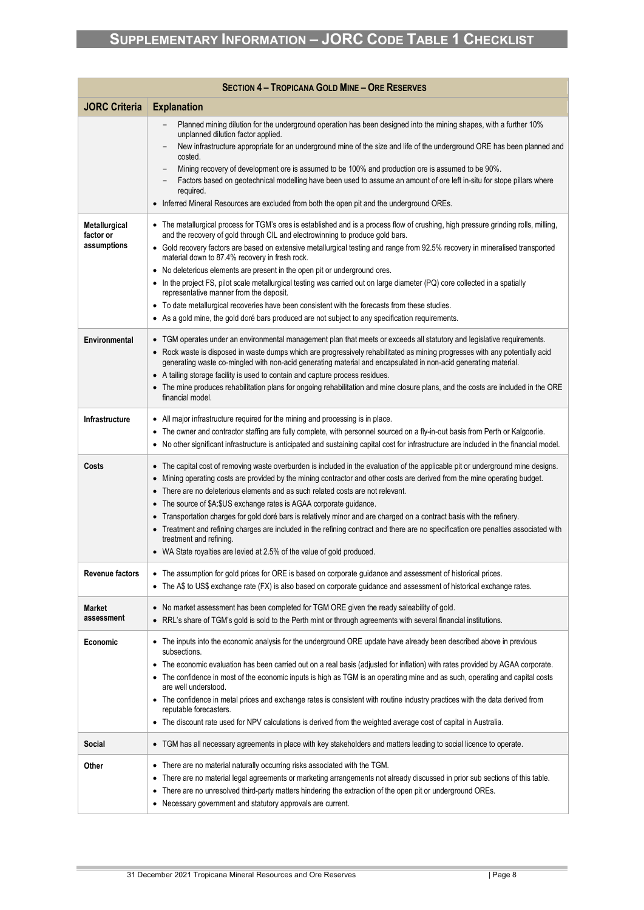# Supplementary Information – JORC Code Table 1 Checklist

| Section 4 – Tropicana Gold Mine – Ore Reserves | |
|---|---|
| **JORC Criteria** | **Explanation** |
| | – Planned mining dilution for the underground operation has been designed into the mining shapes, with a further 10% unplanned dilution factor applied.<br>– New infrastructure appropriate for an underground mine of the size and life of the underground ORE has been planned and costed.<br>– Mining recovery of development ore is assumed to be 100% and production ore is assumed to be 90%.<br>– Factors based on geotechnical modelling have been used to assume an amount of ore left in-situ for stope pillars where required.<br>• Inferred Mineral Resources are excluded from both the open pit and the underground OREs. |
| **Metallurgical factor or assumptions** | • The metallurgical process for TGM's ores is established and is a process flow of crushing, high pressure grinding rolls, milling, and the recovery of gold through CIL and electrowinning to produce gold bars.<br>• Gold recovery factors are based on extensive metallurgical testing and range from 92.5% recovery in mineralised transported material down to 87.4% recovery in fresh rock.<br>• No deleterious elements are present in the open pit or underground ores.<br>• In the project FS, pilot scale metallurgical testing was carried out on large diameter (PQ) core collected in a spatially representative manner from the deposit.<br>• To date metallurgical recoveries have been consistent with the forecasts from these studies.<br>• As a gold mine, the gold doré bars produced are not subject to any specification requirements. |
| **Environmental** | • TGM operates under an environmental management plan that meets or exceeds all statutory and legislative requirements.<br>• Rock waste is disposed in waste dumps which are progressively rehabilitated as mining progresses with any potentially acid generating waste co-mingled with non-acid generating material and encapsulated in non-acid generating material.<br>• A tailing storage facility is used to contain and capture process residues.<br>• The mine produces rehabilitation plans for ongoing rehabilitation and mine closure plans, and the costs are included in the ORE financial model. |
| **Infrastructure** | • All major infrastructure required for the mining and processing is in place.<br>• The owner and contractor staffing are fully complete, with personnel sourced on a fly-in-out basis from Perth or Kalgoorlie.<br>• No other significant infrastructure is anticipated and sustaining capital cost for infrastructure are included in the financial model. |
| **Costs** | • The capital cost of removing waste overburden is included in the evaluation of the applicable pit or underground mine designs.<br>• Mining operating costs are provided by the mining contractor and other costs are derived from the mine operating budget.<br>• There are no deleterious elements and as such related costs are not relevant.<br>• The source of $A:$US exchange rates is AGAA corporate guidance.<br>• Transportation charges for gold doré bars is relatively minor and are charged on a contract basis with the refinery.<br>• Treatment and refining charges are included in the refining contract and there are no specification ore penalties associated with treatment and refining.<br>• WA State royalties are levied at 2.5% of the value of gold produced. |
| **Revenue factors** | • The assumption for gold prices for ORE is based on corporate guidance and assessment of historical prices.<br>• The A$ to US$ exchange rate (FX) is also based on corporate guidance and assessment of historical exchange rates. |
| **Market assessment** | • No market assessment has been completed for TGM ORE given the ready saleability of gold.<br>• RRL's share of TGM's gold is sold to the Perth mint or through agreements with several financial institutions. |
| **Economic** | • The inputs into the economic analysis for the underground ORE update have already been described above in previous subsections.<br>• The economic evaluation has been carried out on a real basis (adjusted for inflation) with rates provided by AGAA corporate.<br>• The confidence in most of the economic inputs is high as TGM is an operating mine and as such, operating and capital costs are well understood.<br>• The confidence in metal prices and exchange rates is consistent with routine industry practices with the data derived from reputable forecasters.<br>• The discount rate used for NPV calculations is derived from the weighted average cost of capital in Australia. |
| **Social** | • TGM has all necessary agreements in place with key stakeholders and matters leading to social licence to operate. |
| **Other** | • There are no material naturally occurring risks associated with the TGM.<br>• There are no material legal agreements or marketing arrangements not already discussed in prior sub sections of this table.<br>• There are no unresolved third-party matters hindering the extraction of the open pit or underground OREs.<br>• Necessary government and statutory approvals are current. |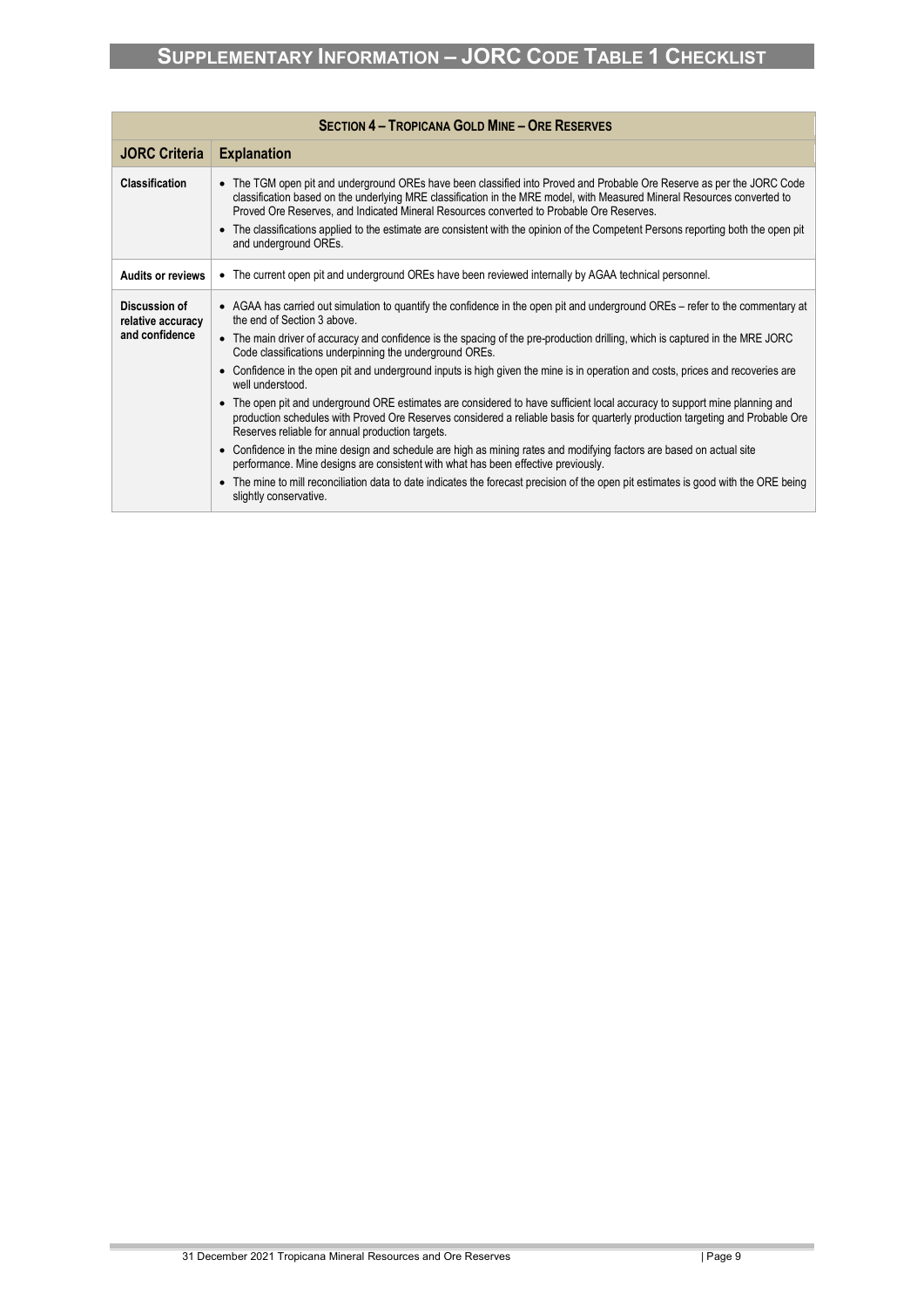# SUPPLEMENTARY INFORMATION – JORC CODE TABLE 1 CHECKLIST

| SECTION 4 – TROPICANA GOLD MINE – ORE RESERVES | |
|---|---|
| **JORC Criteria** | **Explanation** |
| **Classification** | • The TGM open pit and underground OREs have been classified into Proved and Probable Ore Reserve as per the JORC Code classification based on the underlying MRE classification in the MRE model, with Measured Mineral Resources converted to Proved Ore Reserves, and Indicated Mineral Resources converted to Probable Ore Reserves.<br>• The classifications applied to the estimate are consistent with the opinion of the Competent Persons reporting both the open pit and underground OREs. |
| **Audits or reviews** | • The current open pit and underground OREs have been reviewed internally by AGAA technical personnel. |
| **Discussion of relative accuracy and confidence** | • AGAA has carried out simulation to quantify the confidence in the open pit and underground OREs – refer to the commentary at the end of Section 3 above.<br>• The main driver of accuracy and confidence is the spacing of the pre-production drilling, which is captured in the MRE JORC Code classifications underpinning the underground OREs.<br>• Confidence in the open pit and underground inputs is high given the mine is in operation and costs, prices and recoveries are well understood.<br>• The open pit and underground ORE estimates are considered to have sufficient local accuracy to support mine planning and production schedules with Proved Ore Reserves considered a reliable basis for quarterly production targeting and Probable Ore Reserves reliable for annual production targets.<br>• Confidence in the mine design and schedule are high as mining rates and modifying factors are based on actual site performance. Mine designs are consistent with what has been effective previously.<br>• The mine to mill reconciliation data to date indicates the forecast precision of the open pit estimates is good with the ORE being slightly conservative. |